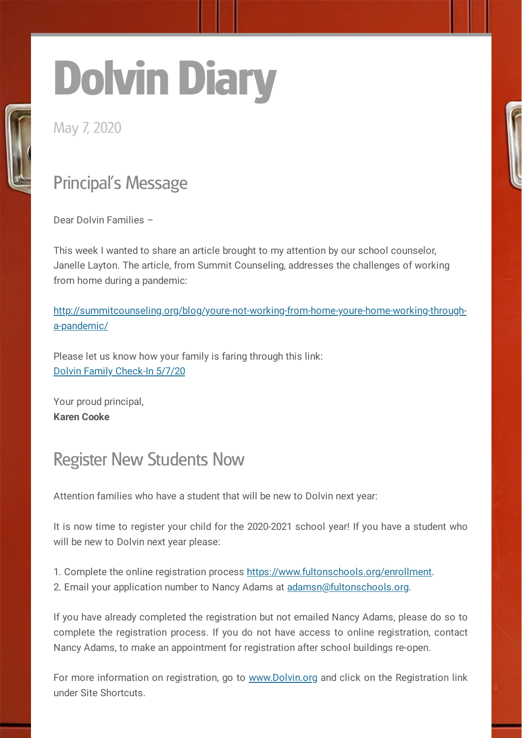# Dolvin Diary

May 7, 2020

## Principal's Message

Dear Dolvin Families –

This week I wanted to share an article brought to my attention by our school counselor, Janelle Layton. The article, from Summit Counseling, addresses the challenges of working from home during a pandemic:

[http://summitcounseling.org/blog/youre-not-working-from-home-youre-home-working-through-a-pandemic/](http://summitcounseling.org/blog/youre-not-working-from-home-youre-home-working-through-a-pandemic/)

Please let us know how your family is faring through this link:
Dolvin Family Check-In 5/7/20

Your proud principal,
**Karen Cooke**

## Register New Students Now

Attention families who have a student that will be new to Dolvin next year:

It is now time to register your child for the 2020-2021 school year! If you have a student who will be new to Dolvin next year please:

1. Complete the online registration process [https://www.fultonschools.org/enrollment](https://www.fultonschools.org/enrollment).
2. Email your application number to Nancy Adams at [adamsn@fultonschools.org](mailto:adamsn@fultonschools.org).

If you have already completed the registration but not emailed Nancy Adams, please do so to complete the registration process. If you do not have access to online registration, contact Nancy Adams, to make an appointment for registration after school buildings re-open.

For more information on registration, go to [www.Dolvin.org](http://www.Dolvin.org) and click on the Registration link under Site Shortcuts.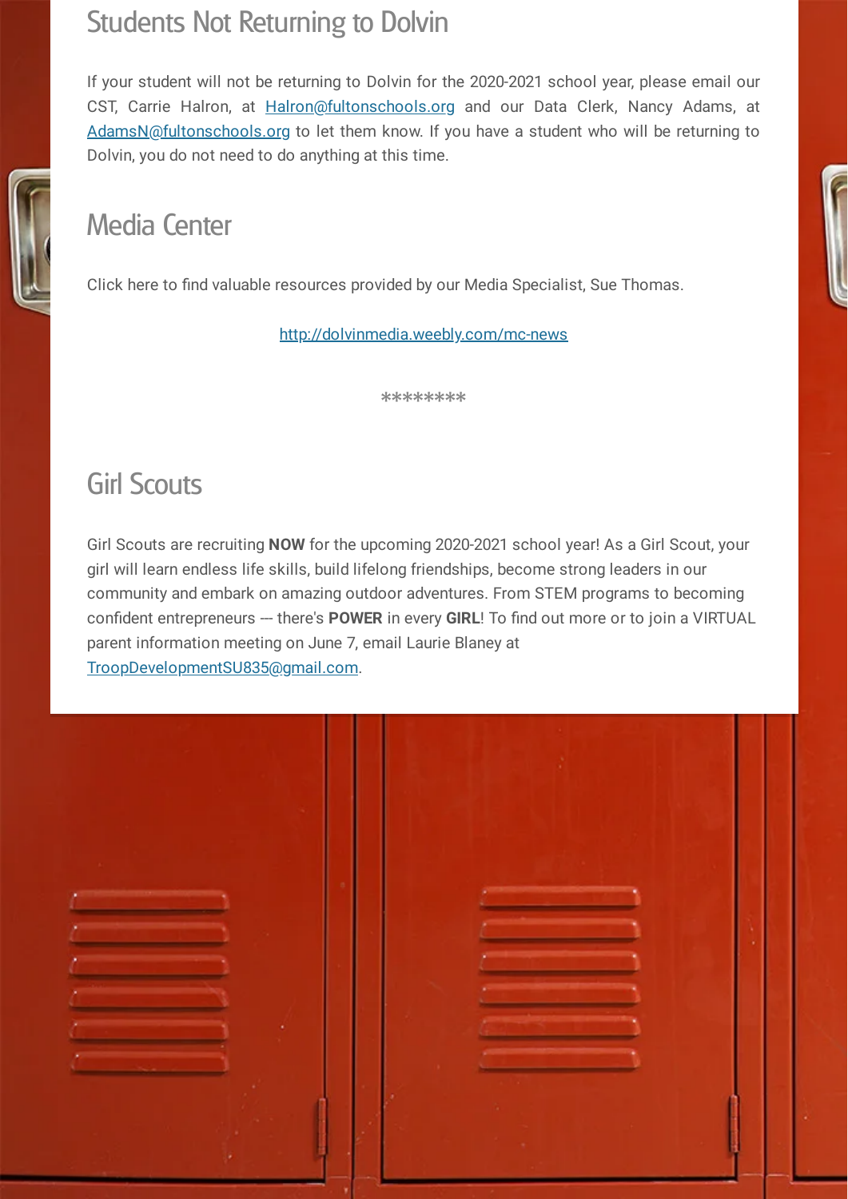## Students Not Returning to Dolvin

If your student will not be returning to Dolvin for the 2020-2021 school year, please email our CST, Carrie Halron, at Halron@fultonschools.org and our Data Clerk, Nancy Adams, at AdamsN@fultonschools.org to let them know. If you have a student who will be returning to Dolvin, you do not need to do anything at this time.

## Media Center

Click here to find valuable resources provided by our Media Specialist, Sue Thomas.

http://dolvinmedia.weebly.com/mc-news

********

## Girl Scouts

Girl Scouts are recruiting **NOW** for the upcoming 2020-2021 school year! As a Girl Scout, your girl will learn endless life skills, build lifelong friendships, become strong leaders in our community and embark on amazing outdoor adventures. From STEM programs to becoming confident entrepreneurs — there's **POWER** in every **GIRL**! To find out more or to join a VIRTUAL parent information meeting on June 7, email Laurie Blaney at TroopDevelopmentSU835@gmail.com.